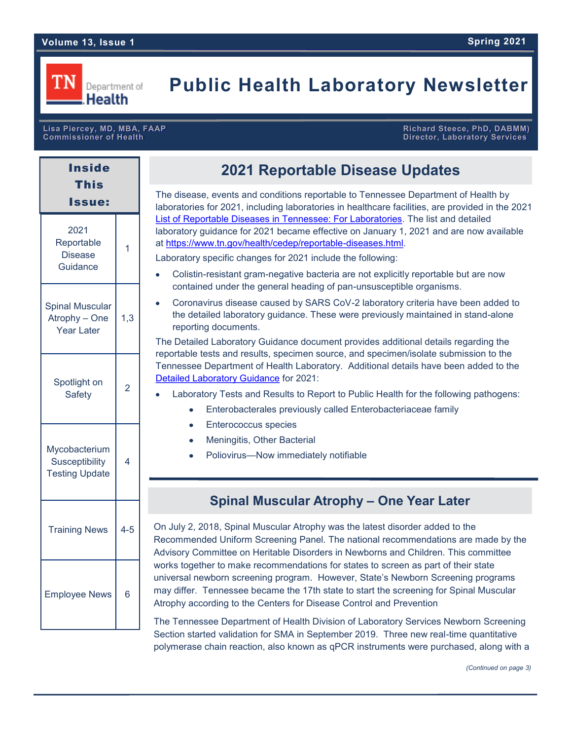# Public Health Laboratory Newsletter

Volume 13, Issue 1 — Spring 2021

TN Department of Health

**Lisa Piercey, MD, MBA, FAAP**
Commissioner of Health

**Richard Steece, PhD, DABMM)**
Director, Laboratory Services

## Inside This Issue:

| Article | Page |
|---|---|
| 2021 Reportable Disease Guidance | 1 |
| Spinal Muscular Atrophy – One Year Later | 1,3 |
| Spotlight on Safety | 2 |
| Mycobacterium Susceptibility Testing Update | 4 |
| Training News | 4-5 |
| Employee News | 6 |

## 2021 Reportable Disease Updates

The disease, events and conditions reportable to Tennessee Department of Health by laboratories for 2021, including laboratories in healthcare facilities, are provided in the 2021 List of Reportable Diseases in Tennessee: For Laboratories. The list and detailed laboratory guidance for 2021 became effective on January 1, 2021 and are now available at https://www.tn.gov/health/cedep/reportable-diseases.html.

Laboratory specific changes for 2021 include the following:

- Colistin-resistant gram-negative bacteria are not explicitly reportable but are now contained under the general heading of pan-unsusceptible organisms.
- Coronavirus disease caused by SARS CoV-2 laboratory criteria have been added to the detailed laboratory guidance. These were previously maintained in stand-alone reporting documents.

The Detailed Laboratory Guidance document provides additional details regarding the reportable tests and results, specimen source, and specimen/isolate submission to the Tennessee Department of Health Laboratory. Additional details have been added to the Detailed Laboratory Guidance for 2021:

- Laboratory Tests and Results to Report to Public Health for the following pathogens:
  - Enterobacterales previously called Enterobacteriaceae family
  - Enterococcus species
  - Meningitis, Other Bacterial
  - Poliovirus—Now immediately notifiable

## Spinal Muscular Atrophy – One Year Later

On July 2, 2018, Spinal Muscular Atrophy was the latest disorder added to the Recommended Uniform Screening Panel. The national recommendations are made by the Advisory Committee on Heritable Disorders in Newborns and Children. This committee works together to make recommendations for states to screen as part of their state universal newborn screening program. However, State's Newborn Screening programs may differ. Tennessee became the 17th state to start the screening for Spinal Muscular Atrophy according to the Centers for Disease Control and Prevention

The Tennessee Department of Health Division of Laboratory Services Newborn Screening Section started validation for SMA in September 2019. Three new real-time quantitative polymerase chain reaction, also known as qPCR instruments were purchased, along with a

*(Continued on page 3)*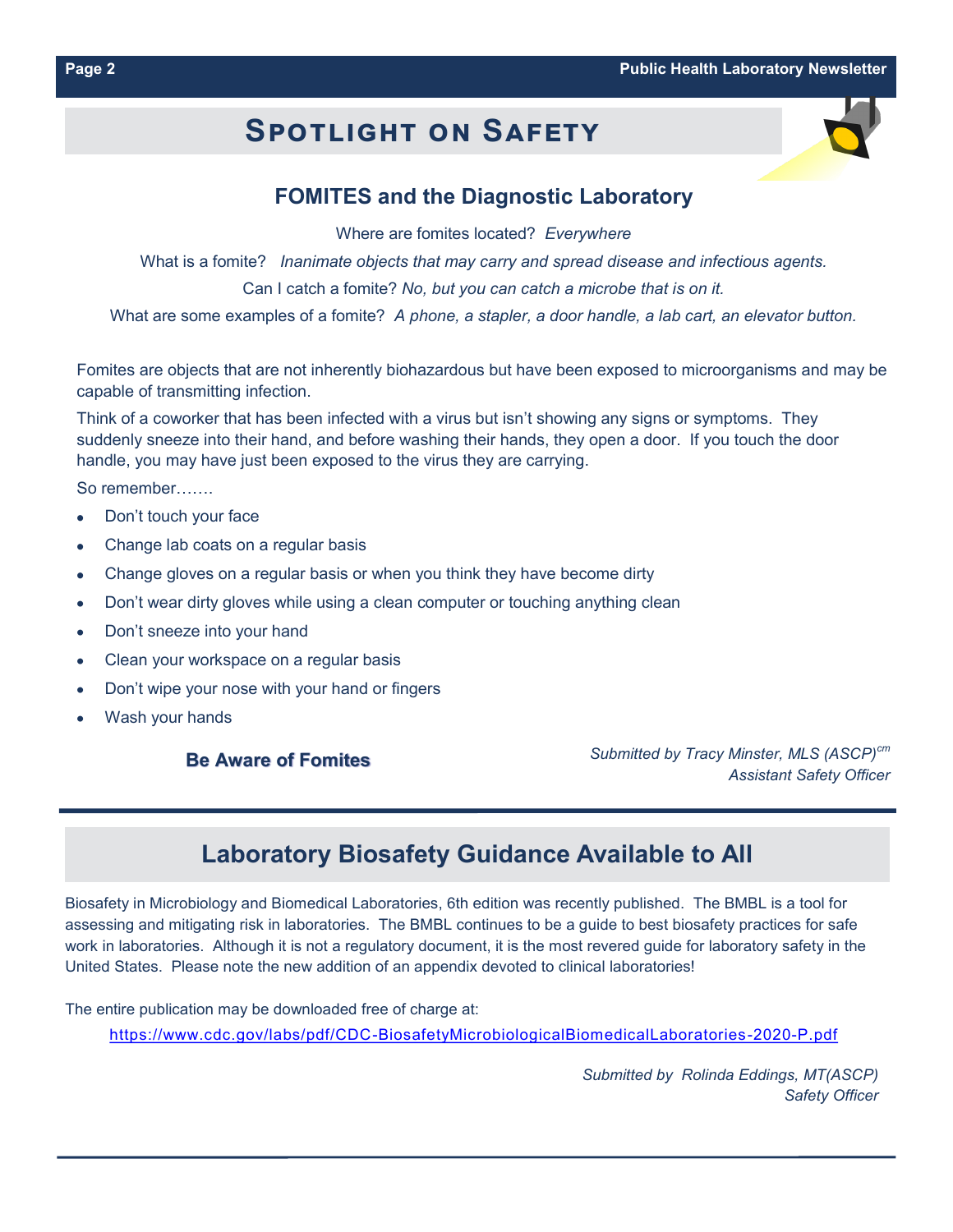# Spotlight on Safety

## FOMITES and the Diagnostic Laboratory

Where are fomites located? *Everywhere*

What is a fomite? *Inanimate objects that may carry and spread disease and infectious agents.*

Can I catch a fomite? *No, but you can catch a microbe that is on it.*

What are some examples of a fomite? *A phone, a stapler, a door handle, a lab cart, an elevator button.*

Fomites are objects that are not inherently biohazardous but have been exposed to microorganisms and may be capable of transmitting infection.

Think of a coworker that has been infected with a virus but isn't showing any signs or symptoms. They suddenly sneeze into their hand, and before washing their hands, they open a door. If you touch the door handle, you may have just been exposed to the virus they are carrying.

So remember…….

- Don't touch your face
- Change lab coats on a regular basis
- Change gloves on a regular basis or when you think they have become dirty
- Don't wear dirty gloves while using a clean computer or touching anything clean
- Don't sneeze into your hand
- Clean your workspace on a regular basis
- Don't wipe your nose with your hand or fingers
- Wash your hands

**Be Aware of Fomites**

*Submitted by Tracy Minster, MLS (ASCP)[cm]*
*Assistant Safety Officer*

---

## Laboratory Biosafety Guidance Available to All

Biosafety in Microbiology and Biomedical Laboratories, 6th edition was recently published. The BMBL is a tool for assessing and mitigating risk in laboratories. The BMBL continues to be a guide to best biosafety practices for safe work in laboratories. Although it is not a regulatory document, it is the most revered guide for laboratory safety in the United States. Please note the new addition of an appendix devoted to clinical laboratories!

The entire publication may be downloaded free of charge at:

https://www.cdc.gov/labs/pdf/CDC-BiosafetyMicrobiologicalBiomedicalLaboratories-2020-P.pdf

*Submitted by Rolinda Eddings, MT(ASCP)*
*Safety Officer*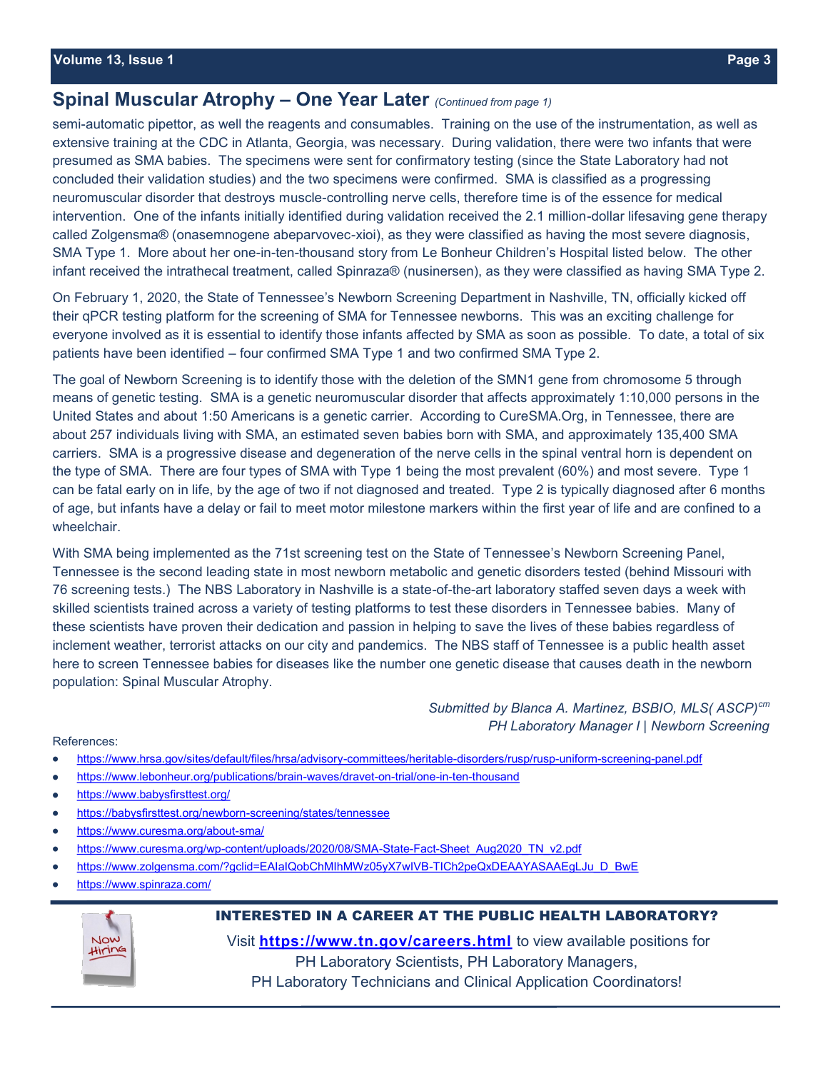## Spinal Muscular Atrophy – One Year Later *(Continued from page 1)*

semi-automatic pipettor, as well the reagents and consumables. Training on the use of the instrumentation, as well as extensive training at the CDC in Atlanta, Georgia, was necessary. During validation, there were two infants that were presumed as SMA babies. The specimens were sent for confirmatory testing (since the State Laboratory had not concluded their validation studies) and the two specimens were confirmed. SMA is classified as a progressing neuromuscular disorder that destroys muscle-controlling nerve cells, therefore time is of the essence for medical intervention. One of the infants initially identified during validation received the 2.1 million-dollar lifesaving gene therapy called Zolgensma® (onasemnogene abeparvovec-xioi), as they were classified as having the most severe diagnosis, SMA Type 1. More about her one-in-ten-thousand story from Le Bonheur Children's Hospital listed below. The other infant received the intrathecal treatment, called Spinraza® (nusinersen), as they were classified as having SMA Type 2.

On February 1, 2020, the State of Tennessee's Newborn Screening Department in Nashville, TN, officially kicked off their qPCR testing platform for the screening of SMA for Tennessee newborns. This was an exciting challenge for everyone involved as it is essential to identify those infants affected by SMA as soon as possible. To date, a total of six patients have been identified – four confirmed SMA Type 1 and two confirmed SMA Type 2.

The goal of Newborn Screening is to identify those with the deletion of the SMN1 gene from chromosome 5 through means of genetic testing. SMA is a genetic neuromuscular disorder that affects approximately 1:10,000 persons in the United States and about 1:50 Americans is a genetic carrier. According to CureSMA.Org, in Tennessee, there are about 257 individuals living with SMA, an estimated seven babies born with SMA, and approximately 135,400 SMA carriers. SMA is a progressive disease and degeneration of the nerve cells in the spinal ventral horn is dependent on the type of SMA. There are four types of SMA with Type 1 being the most prevalent (60%) and most severe. Type 1 can be fatal early on in life, by the age of two if not diagnosed and treated. Type 2 is typically diagnosed after 6 months of age, but infants have a delay or fail to meet motor milestone markers within the first year of life and are confined to a wheelchair.

With SMA being implemented as the 71st screening test on the State of Tennessee's Newborn Screening Panel, Tennessee is the second leading state in most newborn metabolic and genetic disorders tested (behind Missouri with 76 screening tests.) The NBS Laboratory in Nashville is a state-of-the-art laboratory staffed seven days a week with skilled scientists trained across a variety of testing platforms to test these disorders in Tennessee babies. Many of these scientists have proven their dedication and passion in helping to save the lives of these babies regardless of inclement weather, terrorist attacks on our city and pandemics. The NBS staff of Tennessee is a public health asset here to screen Tennessee babies for diseases like the number one genetic disease that causes death in the newborn population: Spinal Muscular Atrophy.

*Submitted by Blanca A. Martinez, BSBIO, MLS( ASCP)cm*
*PH Laboratory Manager I | Newborn Screening*

References:

- https://www.hrsa.gov/sites/default/files/hrsa/advisory-committees/heritable-disorders/rusp/rusp-uniform-screening-panel.pdf
- https://www.lebonheur.org/publications/brain-waves/dravet-on-trial/one-in-ten-thousand
- https://www.babysfirsttest.org/
- https://babysfirsttest.org/newborn-screening/states/tennessee
- https://www.curesma.org/about-sma/
- https://www.curesma.org/wp-content/uploads/2020/08/SMA-State-Fact-Sheet_Aug2020_TN_v2.pdf
- https://www.zolgensma.com/?gclid=EAIaIQobChMIhMWz05yX7wIVB-TICh2peQxDEAAYASAAEgLJu_D_BwE
- https://www.spinraza.com/

**INTERESTED IN A CAREER AT THE PUBLIC HEALTH LABORATORY?**

Visit **https://www.tn.gov/careers.html** to view available positions for PH Laboratory Scientists, PH Laboratory Managers, PH Laboratory Technicians and Clinical Application Coordinators!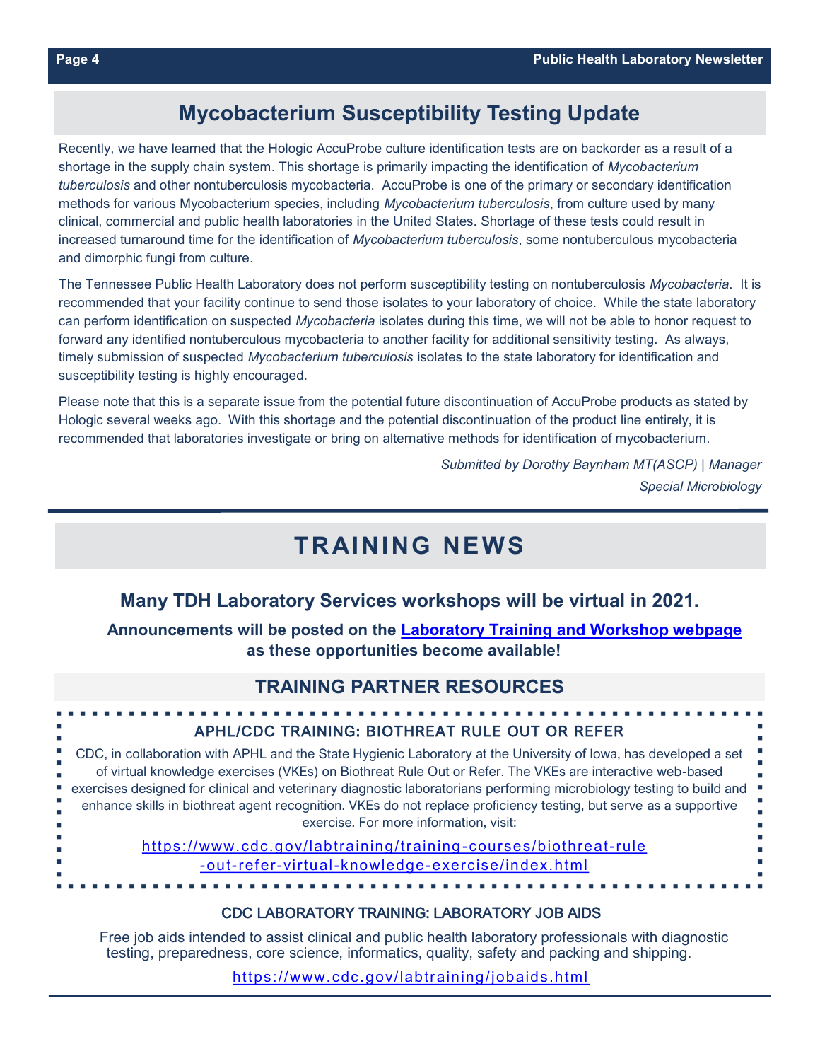## Mycobacterium Susceptibility Testing Update

Recently, we have learned that the Hologic AccuProbe culture identification tests are on backorder as a result of a shortage in the supply chain system. This shortage is primarily impacting the identification of *Mycobacterium tuberculosis* and other nontuberculosis mycobacteria. AccuProbe is one of the primary or secondary identification methods for various Mycobacterium species, including *Mycobacterium tuberculosis*, from culture used by many clinical, commercial and public health laboratories in the United States. Shortage of these tests could result in increased turnaround time for the identification of *Mycobacterium tuberculosis*, some nontuberculous mycobacteria and dimorphic fungi from culture.

The Tennessee Public Health Laboratory does not perform susceptibility testing on nontuberculosis *Mycobacteria*. It is recommended that your facility continue to send those isolates to your laboratory of choice. While the state laboratory can perform identification on suspected *Mycobacteria* isolates during this time, we will not be able to honor request to forward any identified nontuberculous mycobacteria to another facility for additional sensitivity testing. As always, timely submission of suspected *Mycobacterium tuberculosis* isolates to the state laboratory for identification and susceptibility testing is highly encouraged.

Please note that this is a separate issue from the potential future discontinuation of AccuProbe products as stated by Hologic several weeks ago. With this shortage and the potential discontinuation of the product line entirely, it is recommended that laboratories investigate or bring on alternative methods for identification of mycobacterium.

*Submitted by Dorothy Baynham MT(ASCP) | Manager*
*Special Microbiology*

# TRAINING NEWS

### Many TDH Laboratory Services workshops will be virtual in 2021.

**Announcements will be posted on the Laboratory Training and Workshop webpage as these opportunities become available!**

## TRAINING PARTNER RESOURCES

### APHL/CDC TRAINING: BIOTHREAT RULE OUT OR REFER

CDC, in collaboration with APHL and the State Hygienic Laboratory at the University of Iowa, has developed a set of virtual knowledge exercises (VKEs) on Biothreat Rule Out or Refer. The VKEs are interactive web-based exercises designed for clinical and veterinary diagnostic laboratorians performing microbiology testing to build and enhance skills in biothreat agent recognition. VKEs do not replace proficiency testing, but serve as a supportive exercise. For more information, visit:

https://www.cdc.gov/labtraining/training-courses/biothreat-rule-out-refer-virtual-knowledge-exercise/index.html

### CDC LABORATORY TRAINING: LABORATORY JOB AIDS

Free job aids intended to assist clinical and public health laboratory professionals with diagnostic testing, preparedness, core science, informatics, quality, safety and packing and shipping.

https://www.cdc.gov/labtraining/jobaids.html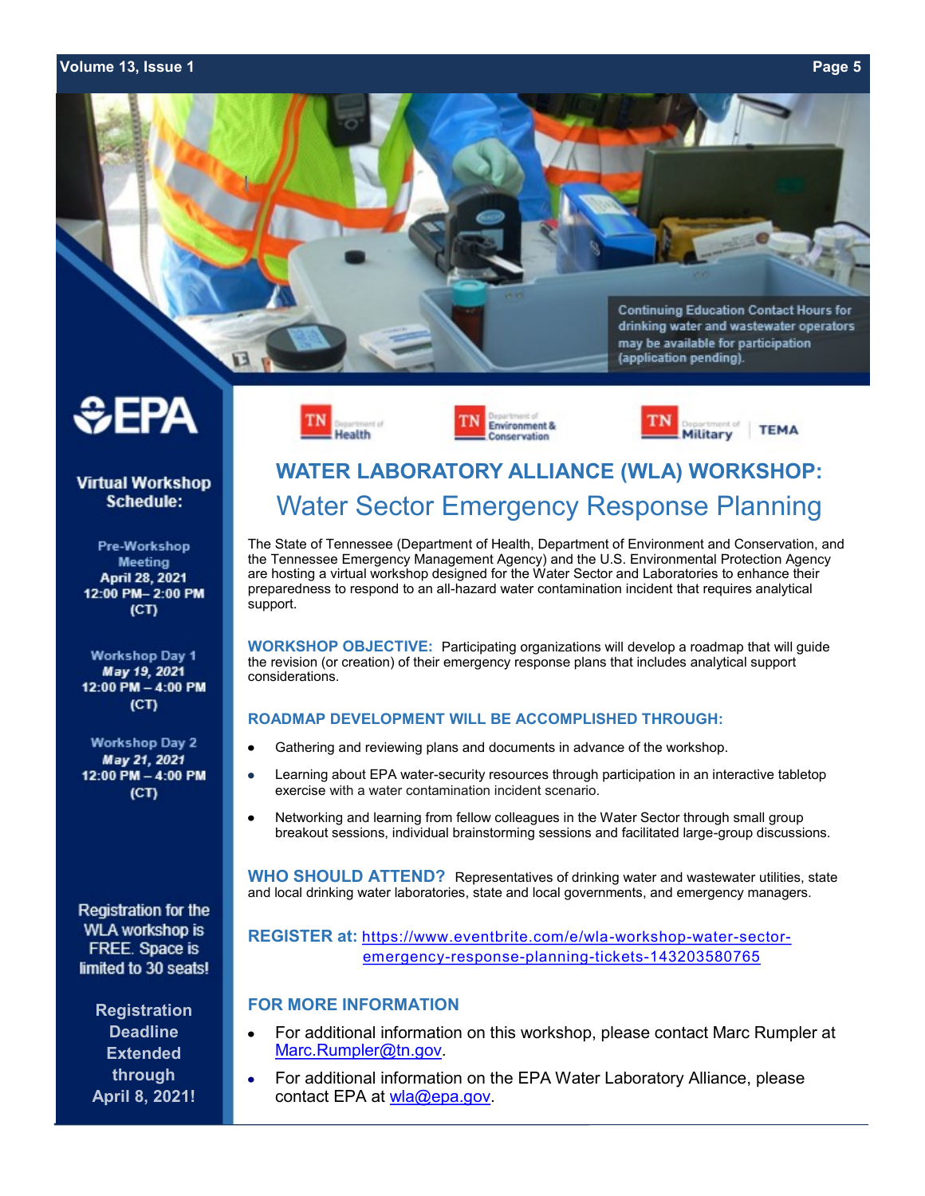Continuing Education Contact Hours for drinking water and wastewater operators may be available for participation (application pending).

**Virtual Workshop Schedule:**

**Pre-Workshop Meeting**
**April 28, 2021**
**12:00 PM– 2:00 PM (CT)**

**Workshop Day 1**
***May 19, 2021***
**12:00 PM – 4:00 PM (CT)**

**Workshop Day 2**
***May 21, 2021***
**12:00 PM – 4:00 PM (CT)**

Registration for the WLA workshop is FREE. Space is limited to 30 seats!

**Registration Deadline Extended through April 8, 2021!**

# WATER LABORATORY ALLIANCE (WLA) WORKSHOP:

## Water Sector Emergency Response Planning

The State of Tennessee (Department of Health, Department of Environment and Conservation, and the Tennessee Emergency Management Agency) and the U.S. Environmental Protection Agency are hosting a virtual workshop designed for the Water Sector and Laboratories to enhance their preparedness to respond to an all-hazard water contamination incident that requires analytical support.

**WORKSHOP OBJECTIVE:** Participating organizations will develop a roadmap that will guide the revision (or creation) of their emergency response plans that includes analytical support considerations.

### ROADMAP DEVELOPMENT WILL BE ACCOMPLISHED THROUGH:

- Gathering and reviewing plans and documents in advance of the workshop.
- Learning about EPA water-security resources through participation in an interactive tabletop exercise with a water contamination incident scenario.
- Networking and learning from fellow colleagues in the Water Sector through small group breakout sessions, individual brainstorming sessions and facilitated large-group discussions.

**WHO SHOULD ATTEND?** Representatives of drinking water and wastewater utilities, state and local drinking water laboratories, state and local governments, and emergency managers.

**REGISTER at:** https://www.eventbrite.com/e/wla-workshop-water-sector-emergency-response-planning-tickets-143203580765

### FOR MORE INFORMATION

- For additional information on this workshop, please contact Marc Rumpler at Marc.Rumpler@tn.gov.
- For additional information on the EPA Water Laboratory Alliance, please contact EPA at wla@epa.gov.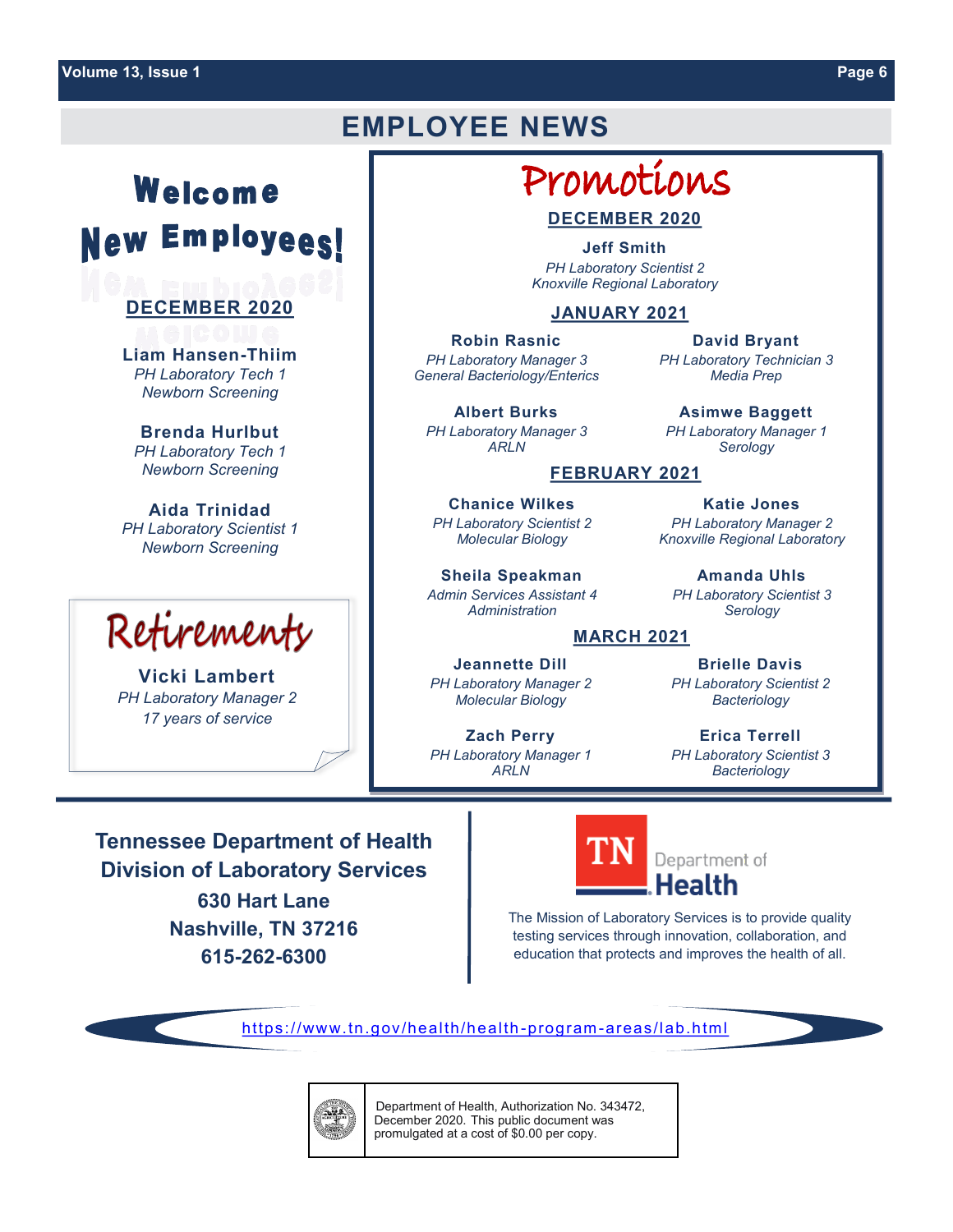# EMPLOYEE NEWS

## Welcome New Employees!

### DECEMBER 2020

**Liam Hansen-Thiim**
*PH Laboratory Tech 1*
*Newborn Screening*

**Brenda Hurlbut**
*PH Laboratory Tech 1*
*Newborn Screening*

**Aida Trinidad**
*PH Laboratory Scientist 1*
*Newborn Screening*

## Retirements

**Vicki Lambert**
*PH Laboratory Manager 2*
*17 years of service*

## Promotions

### DECEMBER 2020

**Jeff Smith**
*PH Laboratory Scientist 2*
*Knoxville Regional Laboratory*

### JANUARY 2021

**Robin Rasnic**
*PH Laboratory Manager 3*
*General Bacteriology/Enterics*

**David Bryant**
*PH Laboratory Technician 3*
*Media Prep*

**Albert Burks**
*PH Laboratory Manager 3*
*ARLN*

**Asimwe Baggett**
*PH Laboratory Manager 1*
*Serology*

### FEBRUARY 2021

**Chanice Wilkes**
*PH Laboratory Scientist 2*
*Molecular Biology*

**Katie Jones**
*PH Laboratory Manager 2*
*Knoxville Regional Laboratory*

**Sheila Speakman**
*Admin Services Assistant 4*
*Administration*

**Amanda Uhls**
*PH Laboratory Scientist 3*
*Serology*

### MARCH 2021

**Jeannette Dill**
*PH Laboratory Manager 2*
*Molecular Biology*

**Brielle Davis**
*PH Laboratory Scientist 2*
*Bacteriology*

**Zach Perry**
*PH Laboratory Manager 1*
*ARLN*

**Erica Terrell**
*PH Laboratory Scientist 3*
*Bacteriology*

---

**Tennessee Department of Health**
**Division of Laboratory Services**
**630 Hart Lane**
**Nashville, TN 37216**
**615-262-6300**

TN Department of Health

The Mission of Laboratory Services is to provide quality testing services through innovation, collaboration, and education that protects and improves the health of all.

https://www.tn.gov/health/health-program-areas/lab.html

Department of Health, Authorization No. 343472, December 2020. This public document was promulgated at a cost of $0.00 per copy.